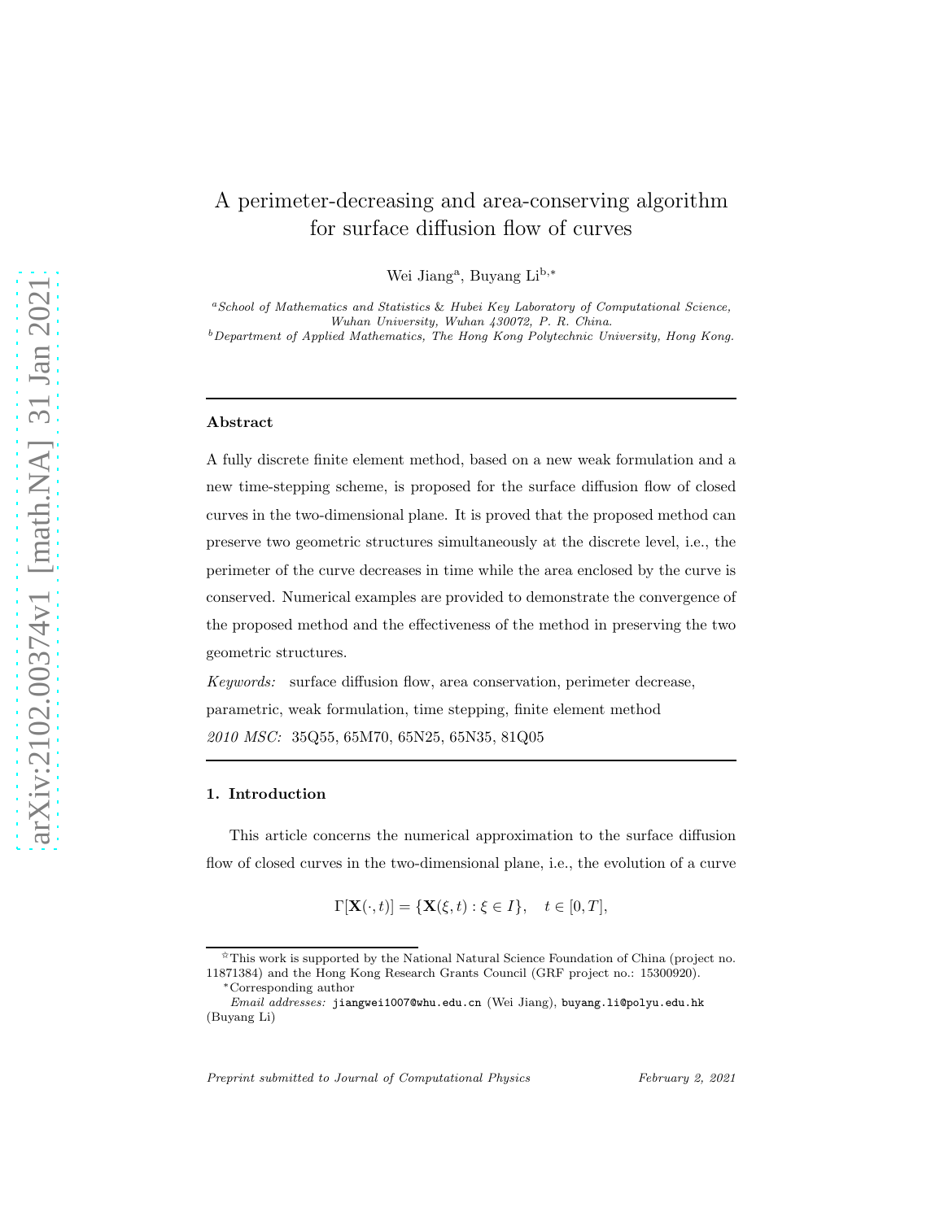# A perimeter-decreasing and area-conserving algorithm for surface diffusion flow of curves

Wei Jiang[a], Buyang Li[b,*]

[a]*School of Mathematics and Statistics & Hubei Key Laboratory of Computational Science, Wuhan University, Wuhan 430072, P. R. China.*
[b]*Department of Applied Mathematics, The Hong Kong Polytechnic University, Hong Kong.*

---

### Abstract

A fully discrete finite element method, based on a new weak formulation and a new time-stepping scheme, is proposed for the surface diffusion flow of closed curves in the two-dimensional plane. It is proved that the proposed method can preserve two geometric structures simultaneously at the discrete level, i.e., the perimeter of the curve decreases in time while the area enclosed by the curve is conserved. Numerical examples are provided to demonstrate the convergence of the proposed method and the effectiveness of the method in preserving the two geometric structures.

*Keywords:* surface diffusion flow, area conservation, perimeter decrease, parametric, weak formulation, time stepping, finite element method

*2010 MSC:* 35Q55, 65M70, 65N25, 65N35, 81Q05

---

## 1. Introduction

This article concerns the numerical approximation to the surface diffusion flow of closed curves in the two-dimensional plane, i.e., the evolution of a curve

$$\Gamma[\mathbf{X}(\cdot,t)] = \{\mathbf{X}(\xi,t) : \xi \in I\}, \quad t \in [0,T],$$

[☆]This work is supported by the National Natural Science Foundation of China (project no. 11871384) and the Hong Kong Research Grants Council (GRF project no.: 15300920).

[*]Corresponding author

*Email addresses:* jiangwei1007@whu.edu.cn (Wei Jiang), buyang.li@polyu.edu.hk (Buyang Li)

*Preprint submitted to Journal of Computational Physics* February 2, 2021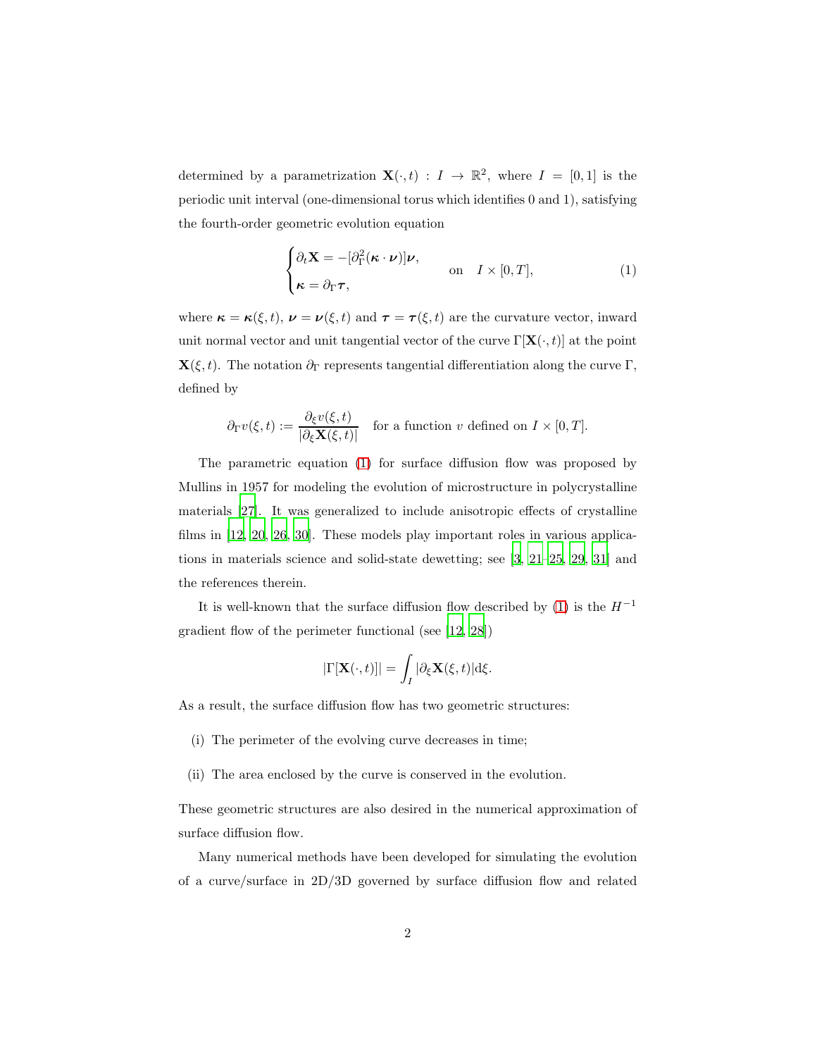determined by a parametrization $\mathbf{X}(\cdot,t) : I \to \mathbb{R}^2$, where $I = [0,1]$ is the periodic unit interval (one-dimensional torus which identifies 0 and 1), satisfying the fourth-order geometric evolution equation

$$
\begin{cases}
\partial_t \mathbf{X} = -[\partial_\Gamma^2(\boldsymbol{\kappa}\cdot\boldsymbol{\nu})]\boldsymbol{\nu}, \\
\boldsymbol{\kappa} = \partial_\Gamma \boldsymbol{\tau},
\end{cases}
\quad \text{on} \quad I \times [0,T], \tag{1}
$$

where $\boldsymbol{\kappa} = \boldsymbol{\kappa}(\xi,t)$, $\boldsymbol{\nu} = \boldsymbol{\nu}(\xi,t)$ and $\boldsymbol{\tau} = \boldsymbol{\tau}(\xi,t)$ are the curvature vector, inward unit normal vector and unit tangential vector of the curve $\Gamma[\mathbf{X}(\cdot,t)]$ at the point $\mathbf{X}(\xi,t)$. The notation $\partial_\Gamma$ represents tangential differentiation along the curve $\Gamma$, defined by

$$
\partial_\Gamma v(\xi,t) := \frac{\partial_\xi v(\xi,t)}{|\partial_\xi \mathbf{X}(\xi,t)|} \quad \text{for a function } v \text{ defined on } I \times [0,T].
$$

The parametric equation (1) for surface diffusion flow was proposed by Mullins in 1957 for modeling the evolution of microstructure in polycrystalline materials [27]. It was generalized to include anisotropic effects of crystalline films in [12, 20, 26, 30]. These models play important roles in various applications in materials science and solid-state dewetting; see [3, 21–25, 29, 31] and the references therein.

It is well-known that the surface diffusion flow described by (1) is the $H^{-1}$ gradient flow of the perimeter functional (see [12, 28])

$$
|\Gamma[\mathbf{X}(\cdot,t)]| = \int_I |\partial_\xi \mathbf{X}(\xi,t)| \mathrm{d}\xi.
$$

As a result, the surface diffusion flow has two geometric structures:

(i) The perimeter of the evolving curve decreases in time;

(ii) The area enclosed by the curve is conserved in the evolution.

These geometric structures are also desired in the numerical approximation of surface diffusion flow.

Many numerical methods have been developed for simulating the evolution of a curve/surface in 2D/3D governed by surface diffusion flow and related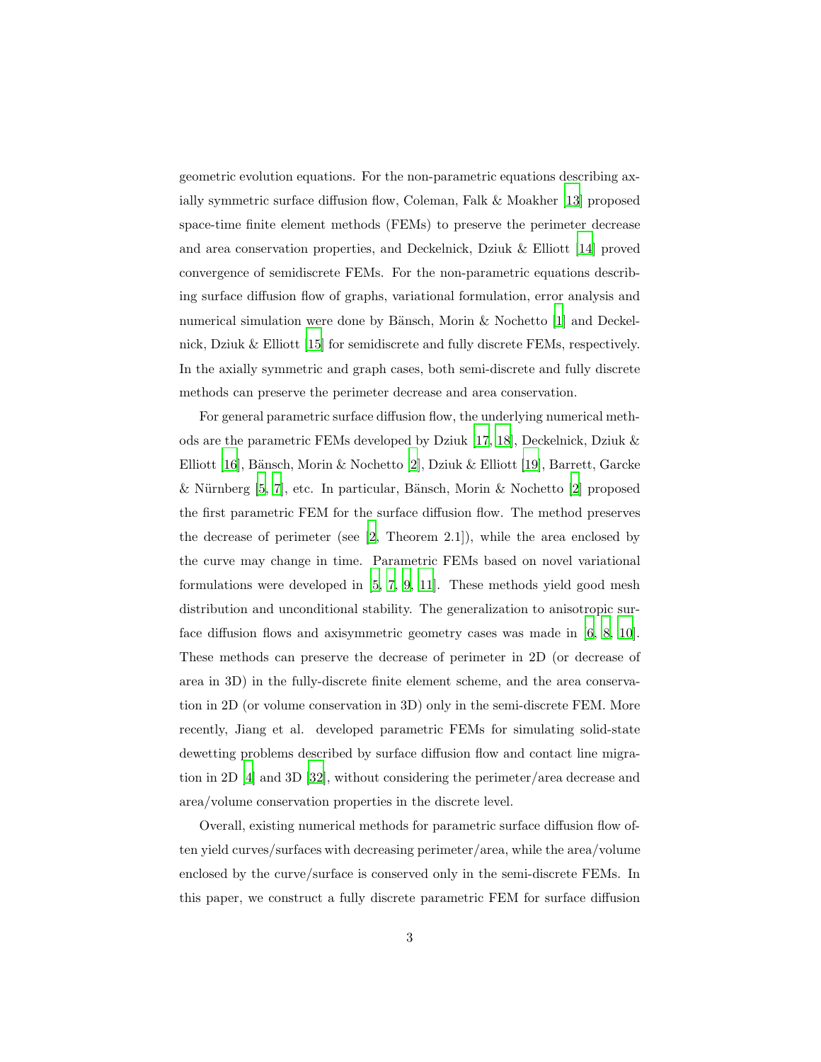geometric evolution equations. For the non-parametric equations describing axially symmetric surface diffusion flow, Coleman, Falk & Moakher [13] proposed space-time finite element methods (FEMs) to preserve the perimeter decrease and area conservation properties, and Deckelnick, Dziuk & Elliott [14] proved convergence of semidiscrete FEMs. For the non-parametric equations describing surface diffusion flow of graphs, variational formulation, error analysis and numerical simulation were done by Bänsch, Morin & Nochetto [1] and Deckelnick, Dziuk & Elliott [15] for semidiscrete and fully discrete FEMs, respectively. In the axially symmetric and graph cases, both semi-discrete and fully discrete methods can preserve the perimeter decrease and area conservation.

For general parametric surface diffusion flow, the underlying numerical methods are the parametric FEMs developed by Dziuk [17, 18], Deckelnick, Dziuk & Elliott [16], Bänsch, Morin & Nochetto [2], Dziuk & Elliott [19], Barrett, Garcke & Nürnberg [5, 7], etc. In particular, Bänsch, Morin & Nochetto [2] proposed the first parametric FEM for the surface diffusion flow. The method preserves the decrease of perimeter (see [2, Theorem 2.1]), while the area enclosed by the curve may change in time. Parametric FEMs based on novel variational formulations were developed in [5, 7, 9, 11]. These methods yield good mesh distribution and unconditional stability. The generalization to anisotropic surface diffusion flows and axisymmetric geometry cases was made in [6, 8, 10]. These methods can preserve the decrease of perimeter in 2D (or decrease of area in 3D) in the fully-discrete finite element scheme, and the area conservation in 2D (or volume conservation in 3D) only in the semi-discrete FEM. More recently, Jiang et al. developed parametric FEMs for simulating solid-state dewetting problems described by surface diffusion flow and contact line migration in 2D [4] and 3D [32], without considering the perimeter/area decrease and area/volume conservation properties in the discrete level.

Overall, existing numerical methods for parametric surface diffusion flow often yield curves/surfaces with decreasing perimeter/area, while the area/volume enclosed by the curve/surface is conserved only in the semi-discrete FEMs. In this paper, we construct a fully discrete parametric FEM for surface diffusion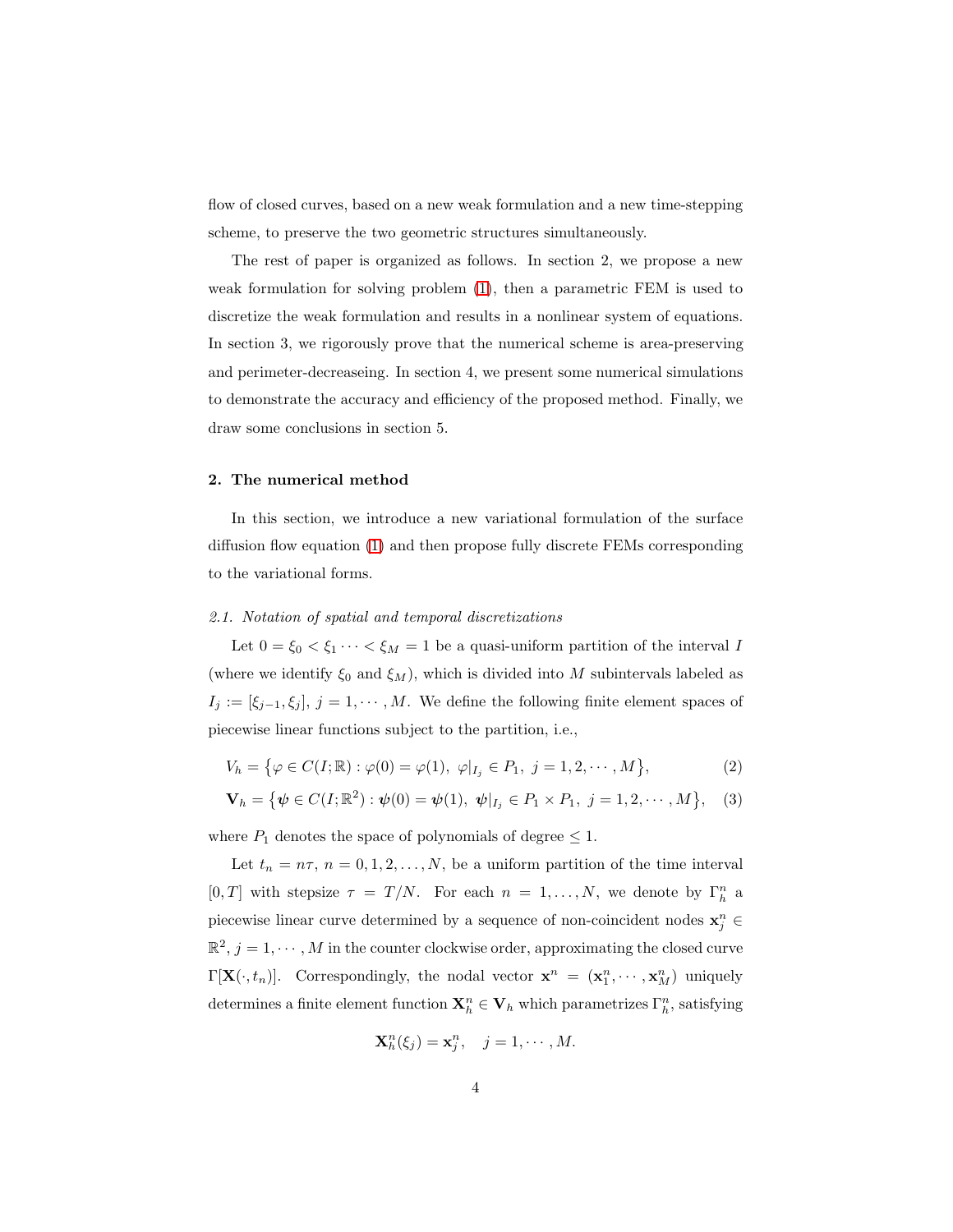flow of closed curves, based on a new weak formulation and a new time-stepping scheme, to preserve the two geometric structures simultaneously.

The rest of paper is organized as follows. In section 2, we propose a new weak formulation for solving problem (1), then a parametric FEM is used to discretize the weak formulation and results in a nonlinear system of equations. In section 3, we rigorously prove that the numerical scheme is area-preserving and perimeter-decreaseing. In section 4, we present some numerical simulations to demonstrate the accuracy and efficiency of the proposed method. Finally, we draw some conclusions in section 5.

## 2. The numerical method

In this section, we introduce a new variational formulation of the surface diffusion flow equation (1) and then propose fully discrete FEMs corresponding to the variational forms.

### *2.1. Notation of spatial and temporal discretizations*

Let $0 = \xi_0 < \xi_1 \cdots < \xi_M = 1$ be a quasi-uniform partition of the interval $I$ (where we identify $\xi_0$ and $\xi_M$), which is divided into $M$ subintervals labeled as $I_j := [\xi_{j-1}, \xi_j]$, $j = 1, \cdots, M$. We define the following finite element spaces of piecewise linear functions subject to the partition, i.e.,

$$V_h = \big\{\varphi \in C(I; \mathbb{R}) : \varphi(0) = \varphi(1),\ \varphi|_{I_j} \in P_1,\ j = 1, 2, \cdots, M\big\}, \tag{2}$$

$$\mathbf{V}_h = \big\{\boldsymbol{\psi} \in C(I; \mathbb{R}^2) : \boldsymbol{\psi}(0) = \boldsymbol{\psi}(1),\ \boldsymbol{\psi}|_{I_j} \in P_1 \times P_1,\ j = 1, 2, \cdots, M\big\}, \tag{3}$$

where $P_1$ denotes the space of polynomials of degree $\leq 1$.

Let $t_n = n\tau$, $n = 0, 1, 2, \ldots, N$, be a uniform partition of the time interval $[0, T]$ with stepsize $\tau = T/N$. For each $n = 1, \ldots, N$, we denote by $\Gamma_h^n$ a piecewise linear curve determined by a sequence of non-coincident nodes $\mathbf{x}_j^n \in \mathbb{R}^2$, $j = 1, \cdots, M$ in the counter clockwise order, approximating the closed curve $\Gamma[\mathbf{X}(\cdot, t_n)]$. Correspondingly, the nodal vector $\mathbf{x}^n = (\mathbf{x}_1^n, \cdots, \mathbf{x}_M^n)$ uniquely determines a finite element function $\mathbf{X}_h^n \in \mathbf{V}_h$ which parametrizes $\Gamma_h^n$, satisfying

$$\mathbf{X}_h^n(\xi_j) = \mathbf{x}_j^n, \quad j = 1, \cdots, M.$$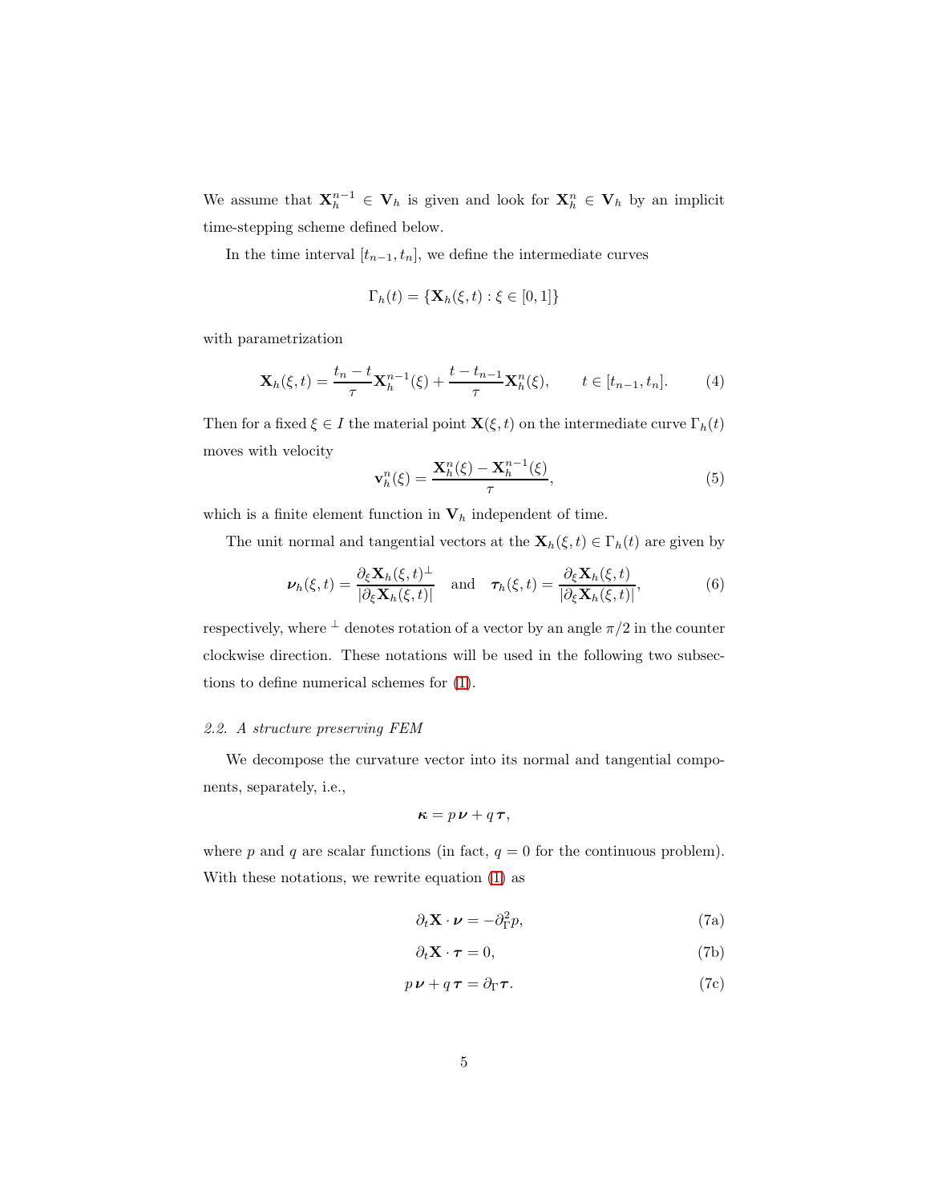We assume that $\mathbf{X}_h^{n-1} \in \mathbf{V}_h$ is given and look for $\mathbf{X}_h^n \in \mathbf{V}_h$ by an implicit time-stepping scheme defined below.

In the time interval $[t_{n-1}, t_n]$, we define the intermediate curves

$$\Gamma_h(t) = \{\mathbf{X}_h(\xi, t) : \xi \in [0, 1]\}$$

with parametrization

$$\mathbf{X}_h(\xi, t) = \frac{t_n - t}{\tau}\mathbf{X}_h^{n-1}(\xi) + \frac{t - t_{n-1}}{\tau}\mathbf{X}_h^n(\xi), \qquad t \in [t_{n-1}, t_n]. \tag{4}$$

Then for a fixed $\xi \in I$ the material point $\mathbf{X}(\xi, t)$ on the intermediate curve $\Gamma_h(t)$ moves with velocity

$$\mathbf{v}_h^n(\xi) = \frac{\mathbf{X}_h^n(\xi) - \mathbf{X}_h^{n-1}(\xi)}{\tau}, \tag{5}$$

which is a finite element function in $\mathbf{V}_h$ independent of time.

The unit normal and tangential vectors at the $\mathbf{X}_h(\xi, t) \in \Gamma_h(t)$ are given by

$$\boldsymbol{\nu}_h(\xi, t) = \frac{\partial_\xi \mathbf{X}_h(\xi, t)^\perp}{|\partial_\xi \mathbf{X}_h(\xi, t)|} \quad \text{and} \quad \boldsymbol{\tau}_h(\xi, t) = \frac{\partial_\xi \mathbf{X}_h(\xi, t)}{|\partial_\xi \mathbf{X}_h(\xi, t)|}, \tag{6}$$

respectively, where $^\perp$ denotes rotation of a vector by an angle $\pi/2$ in the counter clockwise direction. These notations will be used in the following two subsections to define numerical schemes for (1).

### 2.2. A structure preserving FEM

We decompose the curvature vector into its normal and tangential components, separately, i.e.,

$$\boldsymbol{\kappa} = p\,\boldsymbol{\nu} + q\,\boldsymbol{\tau},$$

where $p$ and $q$ are scalar functions (in fact, $q = 0$ for the continuous problem). With these notations, we rewrite equation (1) as

$$\partial_t \mathbf{X} \cdot \boldsymbol{\nu} = -\partial_\Gamma^2 p, \tag{7a}$$

$$\partial_t \mathbf{X} \cdot \boldsymbol{\tau} = 0, \tag{7b}$$

$$p\,\boldsymbol{\nu} + q\,\boldsymbol{\tau} = \partial_\Gamma \boldsymbol{\tau}. \tag{7c}$$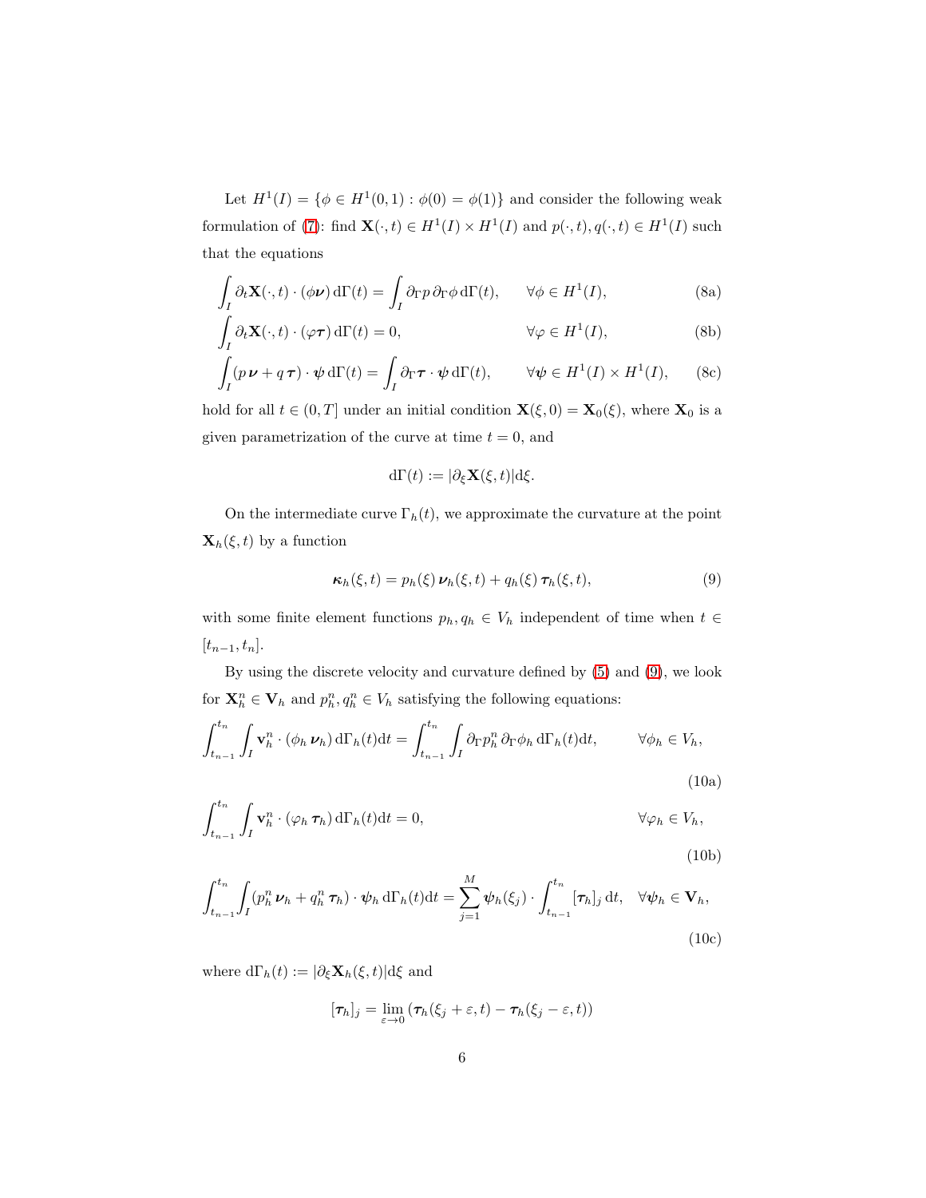Let $H^1(I) = \{\phi \in H^1(0,1) : \phi(0) = \phi(1)\}$ and consider the following weak formulation of (7): find $\mathbf{X}(\cdot,t) \in H^1(I) \times H^1(I)$ and $p(\cdot,t), q(\cdot,t) \in H^1(I)$ such that the equations

$$
\int_I \partial_t \mathbf{X}(\cdot,t) \cdot (\phi \boldsymbol{\nu}) \, \mathrm{d}\Gamma(t) = \int_I \partial_\Gamma p \, \partial_\Gamma \phi \, \mathrm{d}\Gamma(t), \qquad \forall \phi \in H^1(I), \tag{8a}
$$

$$
\int_I \partial_t \mathbf{X}(\cdot,t) \cdot (\varphi \boldsymbol{\tau}) \, \mathrm{d}\Gamma(t) = 0, \qquad \forall \varphi \in H^1(I), \tag{8b}
$$

$$
\int_I (p \, \boldsymbol{\nu} + q \, \boldsymbol{\tau}) \cdot \boldsymbol{\psi} \, \mathrm{d}\Gamma(t) = \int_I \partial_\Gamma \boldsymbol{\tau} \cdot \boldsymbol{\psi} \, \mathrm{d}\Gamma(t), \qquad \forall \boldsymbol{\psi} \in H^1(I) \times H^1(I), \tag{8c}
$$

hold for all $t \in (0,T]$ under an initial condition $\mathbf{X}(\xi, 0) = \mathbf{X}_0(\xi)$, where $\mathbf{X}_0$ is a given parametrization of the curve at time $t = 0$, and

$$
\mathrm{d}\Gamma(t) := |\partial_\xi \mathbf{X}(\xi,t)| \mathrm{d}\xi.
$$

On the intermediate curve $\Gamma_h(t)$, we approximate the curvature at the point $\mathbf{X}_h(\xi,t)$ by a function

$$
\boldsymbol{\kappa}_h(\xi,t) = p_h(\xi) \, \boldsymbol{\nu}_h(\xi,t) + q_h(\xi) \, \boldsymbol{\tau}_h(\xi,t), \tag{9}
$$

with some finite element functions $p_h, q_h \in V_h$ independent of time when $t \in [t_{n-1}, t_n]$.

By using the discrete velocity and curvature defined by (5) and (9), we look for $\mathbf{X}_h^n \in \mathbf{V}_h$ and $p_h^n, q_h^n \in V_h$ satisfying the following equations:

$$
\int_{t_{n-1}}^{t_n} \int_I \mathbf{v}_h^n \cdot (\phi_h \, \boldsymbol{\nu}_h) \, \mathrm{d}\Gamma_h(t) \mathrm{d}t = \int_{t_{n-1}}^{t_n} \int_I \partial_\Gamma p_h^n \, \partial_\Gamma \phi_h \, \mathrm{d}\Gamma_h(t) \mathrm{d}t, \qquad \forall \phi_h \in V_h, \tag{10a}
$$

$$
\int_{t_{n-1}}^{t_n} \int_I \mathbf{v}_h^n \cdot (\varphi_h \, \boldsymbol{\tau}_h) \, \mathrm{d}\Gamma_h(t) \mathrm{d}t = 0, \qquad \forall \varphi_h \in V_h, \tag{10b}
$$

$$
\int_{t_{n-1}}^{t_n} \int_I (p_h^n \, \boldsymbol{\nu}_h + q_h^n \, \boldsymbol{\tau}_h) \cdot \boldsymbol{\psi}_h \, \mathrm{d}\Gamma_h(t) \mathrm{d}t = \sum_{j=1}^{M} \boldsymbol{\psi}_h(\xi_j) \cdot \int_{t_{n-1}}^{t_n} [\boldsymbol{\tau}_h]_j \, \mathrm{d}t, \quad \forall \boldsymbol{\psi}_h \in \mathbf{V}_h, \tag{10c}
$$

where $\mathrm{d}\Gamma_h(t) := |\partial_\xi \mathbf{X}_h(\xi,t)| \mathrm{d}\xi$ and

$$
[\boldsymbol{\tau}_h]_j = \lim_{\varepsilon \to 0} \left( \boldsymbol{\tau}_h(\xi_j + \varepsilon, t) - \boldsymbol{\tau}_h(\xi_j - \varepsilon, t) \right)
$$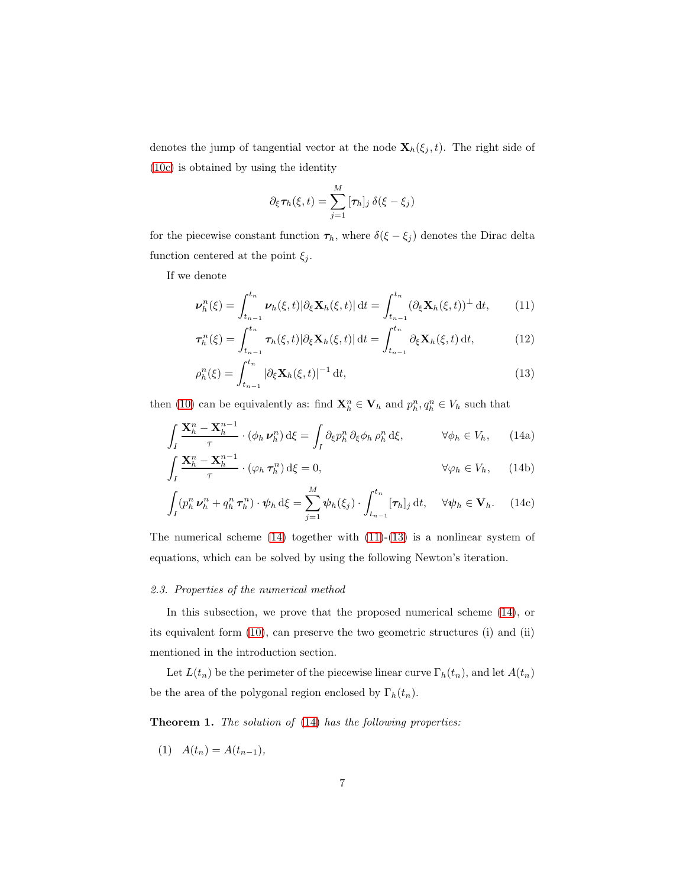denotes the jump of tangential vector at the node $\mathbf{X}_h(\xi_j, t)$. The right side of (10c) is obtained by using the identity

$$\partial_\xi \boldsymbol{\tau}_h(\xi, t) = \sum_{j=1}^{M} [\boldsymbol{\tau}_h]_j \, \delta(\xi - \xi_j)$$

for the piecewise constant function $\boldsymbol{\tau}_h$, where $\delta(\xi - \xi_j)$ denotes the Dirac delta function centered at the point $\xi_j$.

If we denote

$$\boldsymbol{\nu}_h^n(\xi) = \int_{t_{n-1}}^{t_n} \boldsymbol{\nu}_h(\xi, t) |\partial_\xi \mathbf{X}_h(\xi, t)| \, \mathrm{d}t = \int_{t_{n-1}}^{t_n} (\partial_\xi \mathbf{X}_h(\xi, t))^\perp \, \mathrm{d}t, \tag{11}$$

$$\boldsymbol{\tau}_h^n(\xi) = \int_{t_{n-1}}^{t_n} \boldsymbol{\tau}_h(\xi, t) |\partial_\xi \mathbf{X}_h(\xi, t)| \, \mathrm{d}t = \int_{t_{n-1}}^{t_n} \partial_\xi \mathbf{X}_h(\xi, t) \, \mathrm{d}t, \tag{12}$$

$$\rho_h^n(\xi) = \int_{t_{n-1}}^{t_n} |\partial_\xi \mathbf{X}_h(\xi, t)|^{-1} \, \mathrm{d}t, \tag{13}$$

then (10) can be equivalently as: find $\mathbf{X}_h^n \in \mathbf{V}_h$ and $p_h^n, q_h^n \in V_h$ such that

$$\int_I \frac{\mathbf{X}_h^n - \mathbf{X}_h^{n-1}}{\tau} \cdot (\phi_h \, \boldsymbol{\nu}_h^n) \, \mathrm{d}\xi = \int_I \partial_\xi p_h^n \, \partial_\xi \phi_h \, \rho_h^n \, \mathrm{d}\xi, \qquad \forall \phi_h \in V_h, \tag{14a}$$

$$\int_I \frac{\mathbf{X}_h^n - \mathbf{X}_h^{n-1}}{\tau} \cdot (\varphi_h \, \boldsymbol{\tau}_h^n) \, \mathrm{d}\xi = 0, \qquad \forall \varphi_h \in V_h, \tag{14b}$$

$$\int_I (p_h^n \, \boldsymbol{\nu}_h^n + q_h^n \, \boldsymbol{\tau}_h^n) \cdot \boldsymbol{\psi}_h \, \mathrm{d}\xi = \sum_{j=1}^{M} \boldsymbol{\psi}_h(\xi_j) \cdot \int_{t_{n-1}}^{t_n} [\boldsymbol{\tau}_h]_j \, \mathrm{d}t, \quad \forall \boldsymbol{\psi}_h \in \mathbf{V}_h. \tag{14c}$$

The numerical scheme (14) together with (11)-(13) is a nonlinear system of equations, which can be solved by using the following Newton's iteration.

### *2.3. Properties of the numerical method*

In this subsection, we prove that the proposed numerical scheme (14), or its equivalent form (10), can preserve the two geometric structures (i) and (ii) mentioned in the introduction section.

Let $L(t_n)$ be the perimeter of the piecewise linear curve $\Gamma_h(t_n)$, and let $A(t_n)$ be the area of the polygonal region enclosed by $\Gamma_h(t_n)$.

**Theorem 1.** *The solution of (14) has the following properties:*

(1) $A(t_n) = A(t_{n-1})$,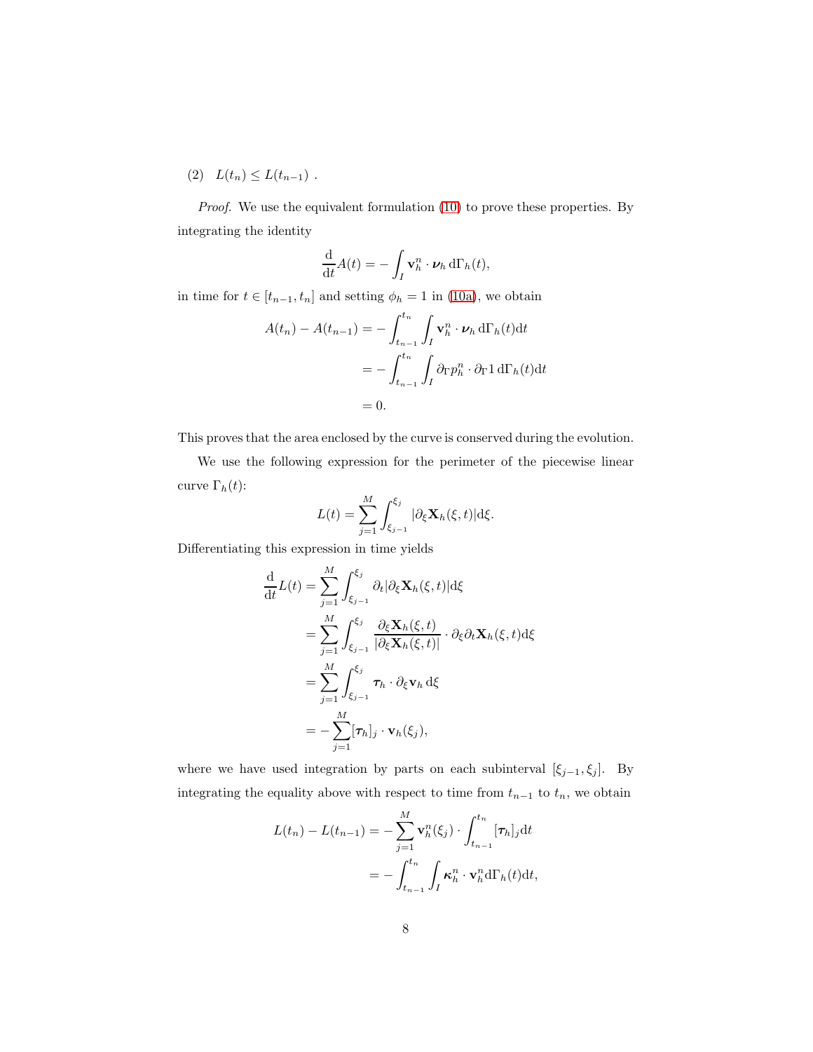(2) $L(t_n) \le L(t_{n-1})$ .

*Proof.* We use the equivalent formulation (10) to prove these properties. By integrating the identity

$$\frac{\mathrm{d}}{\mathrm{d}t}A(t) = -\int_I \mathbf{v}_h^n \cdot \boldsymbol{\nu}_h \,\mathrm{d}\Gamma_h(t),$$

in time for $t \in [t_{n-1}, t_n]$ and setting $\phi_h = 1$ in (10a), we obtain

$$\begin{aligned}
A(t_n) - A(t_{n-1}) &= -\int_{t_{n-1}}^{t_n} \int_I \mathbf{v}_h^n \cdot \boldsymbol{\nu}_h \,\mathrm{d}\Gamma_h(t)\mathrm{d}t \\
&= -\int_{t_{n-1}}^{t_n} \int_I \partial_\Gamma p_h^n \cdot \partial_\Gamma 1 \,\mathrm{d}\Gamma_h(t)\mathrm{d}t \\
&= 0.
\end{aligned}$$

This proves that the area enclosed by the curve is conserved during the evolution.

We use the following expression for the perimeter of the piecewise linear curve $\Gamma_h(t)$:

$$L(t) = \sum_{j=1}^{M} \int_{\xi_{j-1}}^{\xi_j} |\partial_\xi \mathbf{X}_h(\xi, t)| \mathrm{d}\xi.$$

Differentiating this expression in time yields

$$\begin{aligned}
\frac{\mathrm{d}}{\mathrm{d}t}L(t) &= \sum_{j=1}^{M} \int_{\xi_{j-1}}^{\xi_j} \partial_t |\partial_\xi \mathbf{X}_h(\xi, t)| \mathrm{d}\xi \\
&= \sum_{j=1}^{M} \int_{\xi_{j-1}}^{\xi_j} \frac{\partial_\xi \mathbf{X}_h(\xi, t)}{|\partial_\xi \mathbf{X}_h(\xi, t)|} \cdot \partial_\xi \partial_t \mathbf{X}_h(\xi, t) \mathrm{d}\xi \\
&= \sum_{j=1}^{M} \int_{\xi_{j-1}}^{\xi_j} \boldsymbol{\tau}_h \cdot \partial_\xi \mathbf{v}_h \,\mathrm{d}\xi \\
&= -\sum_{j=1}^{M} [\boldsymbol{\tau}_h]_j \cdot \mathbf{v}_h(\xi_j),
\end{aligned}$$

where we have used integration by parts on each subinterval $[\xi_{j-1}, \xi_j]$. By integrating the equality above with respect to time from $t_{n-1}$ to $t_n$, we obtain

$$\begin{aligned}
L(t_n) - L(t_{n-1}) &= -\sum_{j=1}^{M} \mathbf{v}_h^n(\xi_j) \cdot \int_{t_{n-1}}^{t_n} [\boldsymbol{\tau}_h]_j \mathrm{d}t \\
&= -\int_{t_{n-1}}^{t_n} \int_I \boldsymbol{\kappa}_h^n \cdot \mathbf{v}_h^n \mathrm{d}\Gamma_h(t)\mathrm{d}t,
\end{aligned}$$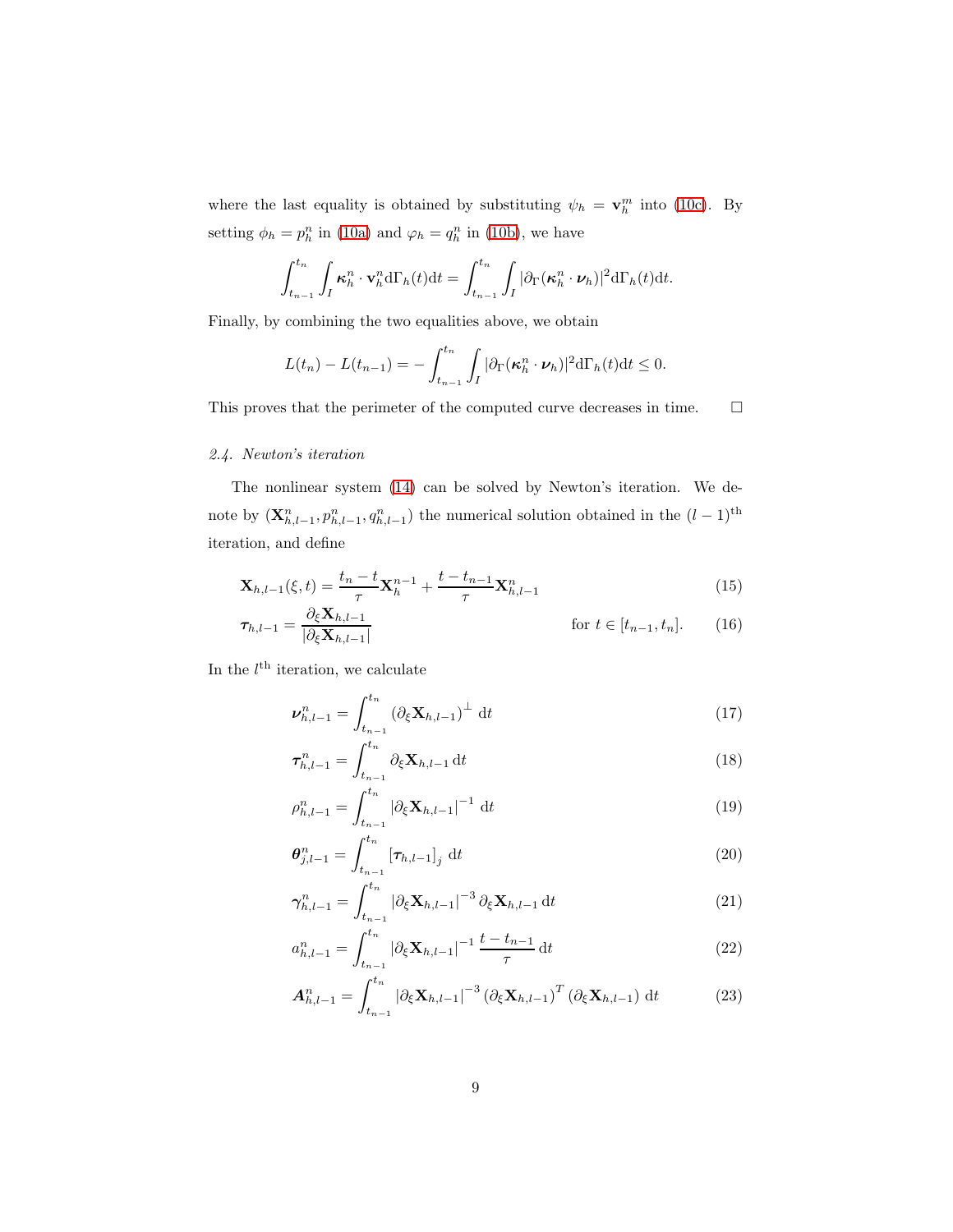where the last equality is obtained by substituting $\psi_h = \mathbf{v}_h^m$ into (10c). By setting $\phi_h = p_h^n$ in (10a) and $\varphi_h = q_h^n$ in (10b), we have

$$\int_{t_{n-1}}^{t_n} \int_I \boldsymbol{\kappa}_h^n \cdot \mathbf{v}_h^n \mathrm{d}\Gamma_h(t)\mathrm{d}t = \int_{t_{n-1}}^{t_n} \int_I |\partial_\Gamma(\boldsymbol{\kappa}_h^n \cdot \boldsymbol{\nu}_h)|^2 \mathrm{d}\Gamma_h(t)\mathrm{d}t.$$

Finally, by combining the two equalities above, we obtain

$$L(t_n) - L(t_{n-1}) = -\int_{t_{n-1}}^{t_n} \int_I |\partial_\Gamma(\boldsymbol{\kappa}_h^n \cdot \boldsymbol{\nu}_h)|^2 \mathrm{d}\Gamma_h(t)\mathrm{d}t \leq 0.$$

This proves that the perimeter of the computed curve decreases in time. □

### *2.4. Newton's iteration*

The nonlinear system (14) can be solved by Newton's iteration. We denote by $(\mathbf{X}_{h,l-1}^n, p_{h,l-1}^n, q_{h,l-1}^n)$ the numerical solution obtained in the $(l-1)^{\text{th}}$ iteration, and define

$$\mathbf{X}_{h,l-1}(\xi, t) = \frac{t_n - t}{\tau}\mathbf{X}_h^{n-1} + \frac{t - t_{n-1}}{\tau}\mathbf{X}_{h,l-1}^n \tag{15}$$

$$\boldsymbol{\tau}_{h,l-1} = \frac{\partial_\xi \mathbf{X}_{h,l-1}}{|\partial_\xi \mathbf{X}_{h,l-1}|} \qquad \text{for } t \in [t_{n-1}, t_n]. \tag{16}$$

In the $l^{\text{th}}$ iteration, we calculate

$$\boldsymbol{\nu}_{h,l-1}^n = \int_{t_{n-1}}^{t_n} \left(\partial_\xi \mathbf{X}_{h,l-1}\right)^\perp \mathrm{d}t \tag{17}$$

$$\boldsymbol{\tau}_{h,l-1}^n = \int_{t_{n-1}}^{t_n} \partial_\xi \mathbf{X}_{h,l-1} \, \mathrm{d}t \tag{18}$$

$$\rho_{h,l-1}^n = \int_{t_{n-1}}^{t_n} \left|\partial_\xi \mathbf{X}_{h,l-1}\right|^{-1} \mathrm{d}t \tag{19}$$

$$\boldsymbol{\theta}_{j,l-1}^n = \int_{t_{n-1}}^{t_n} \left[\boldsymbol{\tau}_{h,l-1}\right]_j \mathrm{d}t \tag{20}$$

$$\boldsymbol{\gamma}_{h,l-1}^n = \int_{t_{n-1}}^{t_n} \left|\partial_\xi \mathbf{X}_{h,l-1}\right|^{-3} \partial_\xi \mathbf{X}_{h,l-1} \, \mathrm{d}t \tag{21}$$

$$a_{h,l-1}^n = \int_{t_{n-1}}^{t_n} \left|\partial_\xi \mathbf{X}_{h,l-1}\right|^{-1} \frac{t - t_{n-1}}{\tau} \, \mathrm{d}t \tag{22}$$

$$\boldsymbol{A}_{h,l-1}^n = \int_{t_{n-1}}^{t_n} \left|\partial_\xi \mathbf{X}_{h,l-1}\right|^{-3} \left(\partial_\xi \mathbf{X}_{h,l-1}\right)^T \left(\partial_\xi \mathbf{X}_{h,l-1}\right) \mathrm{d}t \tag{23}$$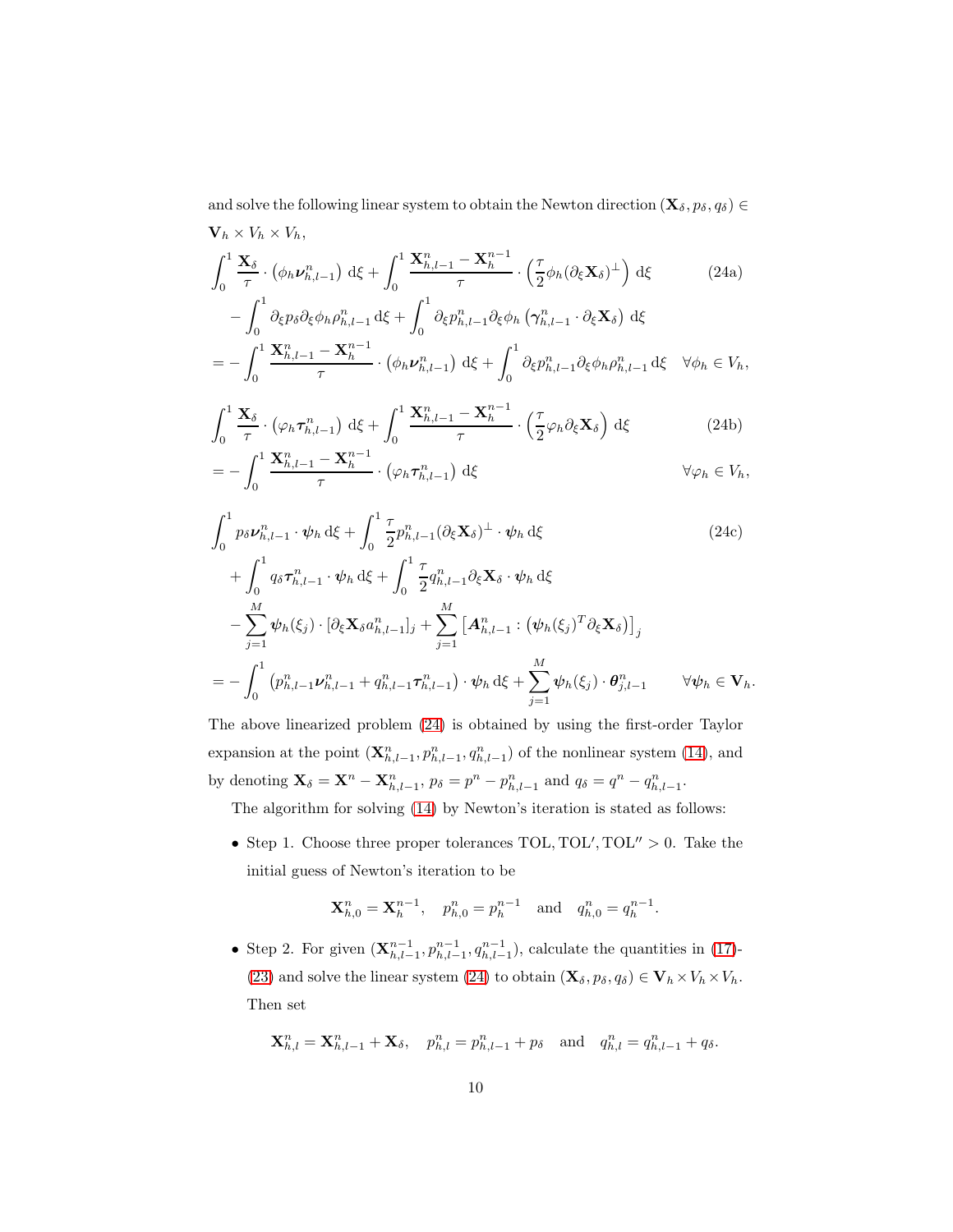and solve the following linear system to obtain the Newton direction $(\mathbf{X}_\delta, p_\delta, q_\delta) \in \mathbf{V}_h \times V_h \times V_h$,

$$
\begin{aligned}
&\int_0^1 \frac{\mathbf{X}_\delta}{\tau} \cdot \left(\phi_h \boldsymbol{\nu}_{h,l-1}^n\right) \mathrm{d}\xi + \int_0^1 \frac{\mathbf{X}_{h,l-1}^n - \mathbf{X}_h^{n-1}}{\tau} \cdot \left(\frac{\tau}{2}\phi_h (\partial_\xi \mathbf{X}_\delta)^\perp\right) \mathrm{d}\xi \\
&\quad - \int_0^1 \partial_\xi p_\delta \partial_\xi \phi_h \rho_{h,l-1}^n \,\mathrm{d}\xi + \int_0^1 \partial_\xi p_{h,l-1}^n \partial_\xi \phi_h \left(\boldsymbol{\gamma}_{h,l-1}^n \cdot \partial_\xi \mathbf{X}_\delta\right) \mathrm{d}\xi \\
&= -\int_0^1 \frac{\mathbf{X}_{h,l-1}^n - \mathbf{X}_h^{n-1}}{\tau} \cdot \left(\phi_h \boldsymbol{\nu}_{h,l-1}^n\right) \mathrm{d}\xi + \int_0^1 \partial_\xi p_{h,l-1}^n \partial_\xi \phi_h \rho_{h,l-1}^n \,\mathrm{d}\xi \quad \forall \phi_h \in V_h,
\end{aligned} \tag{24a}
$$

$$
\begin{aligned}
&\int_0^1 \frac{\mathbf{X}_\delta}{\tau} \cdot \left(\varphi_h \boldsymbol{\tau}_{h,l-1}^n\right) \mathrm{d}\xi + \int_0^1 \frac{\mathbf{X}_{h,l-1}^n - \mathbf{X}_h^{n-1}}{\tau} \cdot \left(\frac{\tau}{2}\varphi_h \partial_\xi \mathbf{X}_\delta\right) \mathrm{d}\xi \\
&= -\int_0^1 \frac{\mathbf{X}_{h,l-1}^n - \mathbf{X}_h^{n-1}}{\tau} \cdot \left(\varphi_h \boldsymbol{\tau}_{h,l-1}^n\right) \mathrm{d}\xi \qquad \forall \varphi_h \in V_h,
\end{aligned} \tag{24b}
$$

$$
\begin{aligned}
&\int_0^1 p_\delta \boldsymbol{\nu}_{h,l-1}^n \cdot \boldsymbol{\psi}_h \,\mathrm{d}\xi + \int_0^1 \frac{\tau}{2} p_{h,l-1}^n (\partial_\xi \mathbf{X}_\delta)^\perp \cdot \boldsymbol{\psi}_h \,\mathrm{d}\xi \\
&\quad + \int_0^1 q_\delta \boldsymbol{\tau}_{h,l-1}^n \cdot \boldsymbol{\psi}_h \,\mathrm{d}\xi + \int_0^1 \frac{\tau}{2} q_{h,l-1}^n \partial_\xi \mathbf{X}_\delta \cdot \boldsymbol{\psi}_h \,\mathrm{d}\xi \\
&\quad - \sum_{j=1}^M \boldsymbol{\psi}_h(\xi_j) \cdot [\partial_\xi \mathbf{X}_\delta a_{h,l-1}^n]_j + \sum_{j=1}^M \left[\boldsymbol{A}_{h,l-1}^n : \left(\boldsymbol{\psi}_h(\xi_j)^T \partial_\xi \mathbf{X}_\delta\right)\right]_j \\
&= -\int_0^1 \left(p_{h,l-1}^n \boldsymbol{\nu}_{h,l-1}^n + q_{h,l-1}^n \boldsymbol{\tau}_{h,l-1}^n\right) \cdot \boldsymbol{\psi}_h \,\mathrm{d}\xi + \sum_{j=1}^M \boldsymbol{\psi}_h(\xi_j) \cdot \boldsymbol{\theta}_{j,l-1}^n \qquad \forall \boldsymbol{\psi}_h \in \mathbf{V}_h.
\end{aligned} \tag{24c}
$$

The above linearized problem (24) is obtained by using the first-order Taylor expansion at the point $(\mathbf{X}_{h,l-1}^n, p_{h,l-1}^n, q_{h,l-1}^n)$ of the nonlinear system (14), and by denoting $\mathbf{X}_\delta = \mathbf{X}^n - \mathbf{X}_{h,l-1}^n$, $p_\delta = p^n - p_{h,l-1}^n$ and $q_\delta = q^n - q_{h,l-1}^n$.

The algorithm for solving (14) by Newton's iteration is stated as follows:

- Step 1. Choose three proper tolerances $\mathrm{TOL}, \mathrm{TOL}', \mathrm{TOL}'' > 0$. Take the initial guess of Newton's iteration to be

$$
\mathbf{X}_{h,0}^n = \mathbf{X}_h^{n-1}, \quad p_{h,0}^n = p_h^{n-1} \quad \text{and} \quad q_{h,0}^n = q_h^{n-1}.
$$

- Step 2. For given $(\mathbf{X}_{h,l-1}^{n-1}, p_{h,l-1}^{n-1}, q_{h,l-1}^{n-1})$, calculate the quantities in (17)-(23) and solve the linear system (24) to obtain $(\mathbf{X}_\delta, p_\delta, q_\delta) \in \mathbf{V}_h \times V_h \times V_h$. Then set

$$
\mathbf{X}_{h,l}^n = \mathbf{X}_{h,l-1}^n + \mathbf{X}_\delta, \quad p_{h,l}^n = p_{h,l-1}^n + p_\delta \quad \text{and} \quad q_{h,l}^n = q_{h,l-1}^n + q_\delta.
$$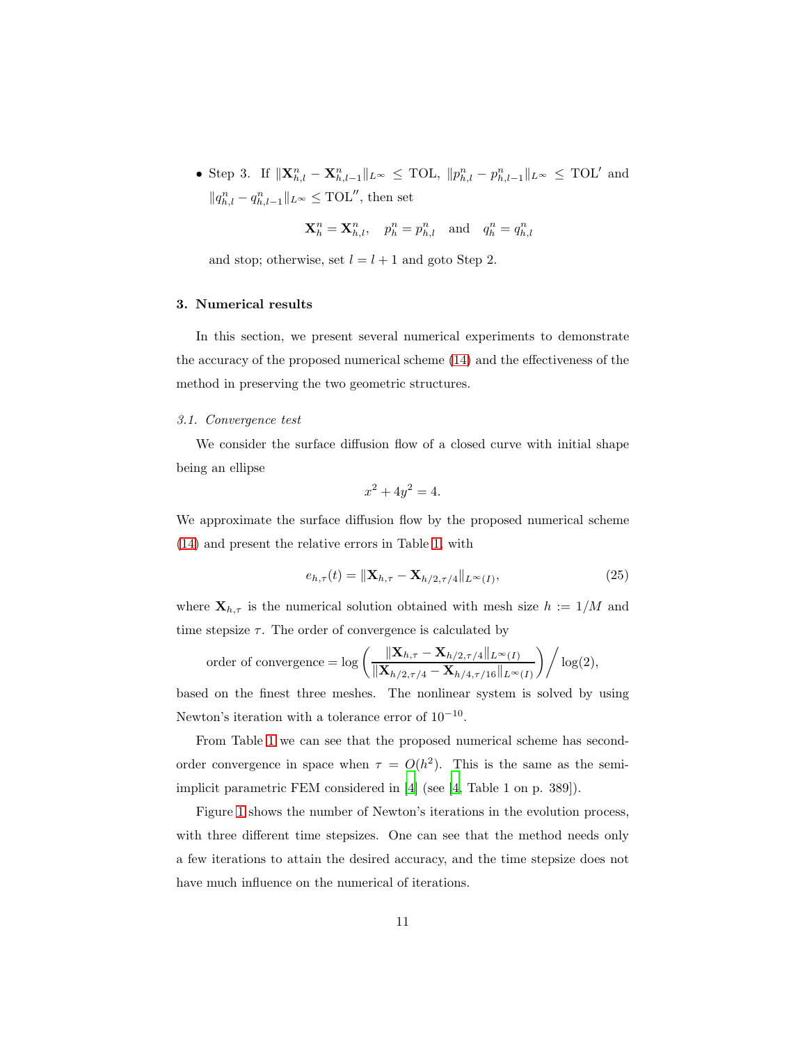- Step 3. If $\|\mathbf{X}^n_{h,l} - \mathbf{X}^n_{h,l-1}\|_{L^\infty} \leq \mathrm{TOL}$, $\|p^n_{h,l} - p^n_{h,l-1}\|_{L^\infty} \leq \mathrm{TOL}'$ and $\|q^n_{h,l} - q^n_{h,l-1}\|_{L^\infty} \leq \mathrm{TOL}''$, then set

$$\mathbf{X}^n_h = \mathbf{X}^n_{h,l}, \quad p^n_h = p^n_{h,l} \quad \text{and} \quad q^n_h = q^n_{h,l}$$

  and stop; otherwise, set $l = l + 1$ and goto Step 2.

## 3. Numerical results

In this section, we present several numerical experiments to demonstrate the accuracy of the proposed numerical scheme (14) and the effectiveness of the method in preserving the two geometric structures.

### *3.1. Convergence test*

We consider the surface diffusion flow of a closed curve with initial shape being an ellipse

$$x^2 + 4y^2 = 4.$$

We approximate the surface diffusion flow by the proposed numerical scheme (14) and present the relative errors in Table 1, with

$$e_{h,\tau}(t) = \|\mathbf{X}_{h,\tau} - \mathbf{X}_{h/2,\tau/4}\|_{L^\infty(I)}, \tag{25}$$

where $\mathbf{X}_{h,\tau}$ is the numerical solution obtained with mesh size $h := 1/M$ and time stepsize $\tau$. The order of convergence is calculated by

$$\text{order of convergence} = \log\left(\frac{\|\mathbf{X}_{h,\tau} - \mathbf{X}_{h/2,\tau/4}\|_{L^\infty(I)}}{\|\mathbf{X}_{h/2,\tau/4} - \mathbf{X}_{h/4,\tau/16}\|_{L^\infty(I)}}\right) \Big/ \log(2),$$

based on the finest three meshes. The nonlinear system is solved by using Newton's iteration with a tolerance error of $10^{-10}$.

From Table 1 we can see that the proposed numerical scheme has second-order convergence in space when $\tau = O(h^2)$. This is the same as the semi-implicit parametric FEM considered in [4] (see [4, Table 1 on p. 389]).

Figure 1 shows the number of Newton's iterations in the evolution process, with three different time stepsizes. One can see that the method needs only a few iterations to attain the desired accuracy, and the time stepsize does not have much influence on the numerical of iterations.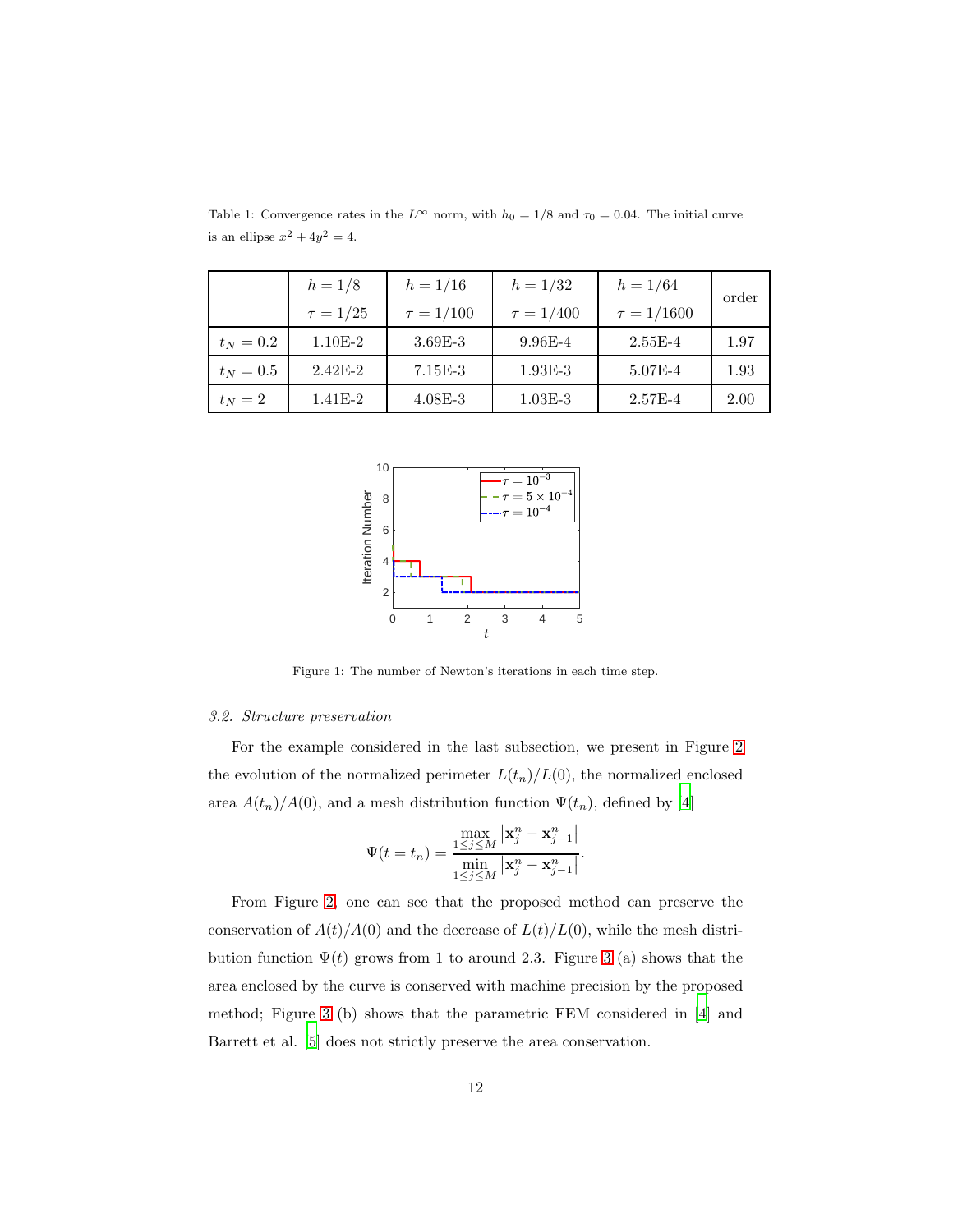Table 1: Convergence rates in the $L^\infty$ norm, with $h_0 = 1/8$ and $\tau_0 = 0.04$. The initial curve is an ellipse $x^2 + 4y^2 = 4$.

| | $h = 1/8$ $\tau = 1/25$ | $h = 1/16$ $\tau = 1/100$ | $h = 1/32$ $\tau = 1/400$ | $h = 1/64$ $\tau = 1/1600$ | order |
|---|---|---|---|---|---|
| $t_N = 0.2$ | 1.10E-2 | 3.69E-3 | 9.96E-4 | 2.55E-4 | 1.97 |
| $t_N = 0.5$ | 2.42E-2 | 7.15E-3 | 1.93E-3 | 5.07E-4 | 1.93 |
| $t_N = 2$ | 1.41E-2 | 4.08E-3 | 1.03E-3 | 2.57E-4 | 2.00 |

Figure 1: The number of Newton's iterations in each time step.

### 3.2. Structure preservation

For the example considered in the last subsection, we present in Figure 2 the evolution of the normalized perimeter $L(t_n)/L(0)$, the normalized enclosed area $A(t_n)/A(0)$, and a mesh distribution function $\Psi(t_n)$, defined by [4]

$$\Psi(t = t_n) = \frac{\max\limits_{1\le j\le M} \left|\mathbf{x}_j^n - \mathbf{x}_{j-1}^n\right|}{\min\limits_{1\le j\le M} \left|\mathbf{x}_j^n - \mathbf{x}_{j-1}^n\right|}.$$

From Figure 2, one can see that the proposed method can preserve the conservation of $A(t)/A(0)$ and the decrease of $L(t)/L(0)$, while the mesh distribution function $\Psi(t)$ grows from 1 to around 2.3. Figure 3 (a) shows that the area enclosed by the curve is conserved with machine precision by the proposed method; Figure 3 (b) shows that the parametric FEM considered in [4] and Barrett et al. [5] does not strictly preserve the area conservation.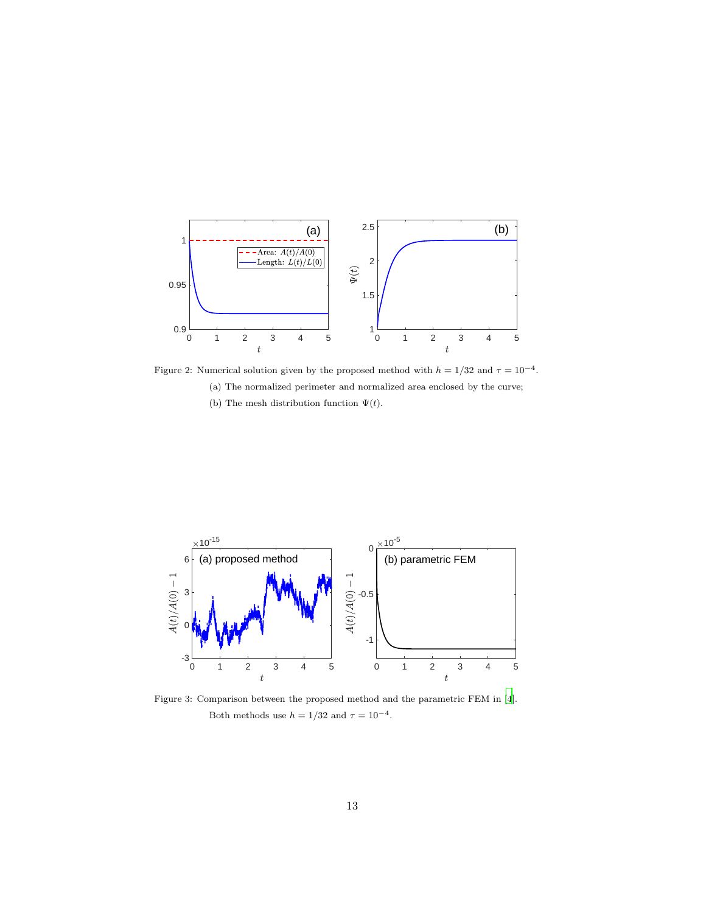Figure 2: Numerical solution given by the proposed method with $h = 1/32$ and $\tau = 10^{-4}$. (a) The normalized perimeter and normalized area enclosed by the curve; (b) The mesh distribution function $\Psi(t)$.

Figure 3: Comparison between the proposed method and the parametric FEM in [4]. Both methods use $h = 1/32$ and $\tau = 10^{-4}$.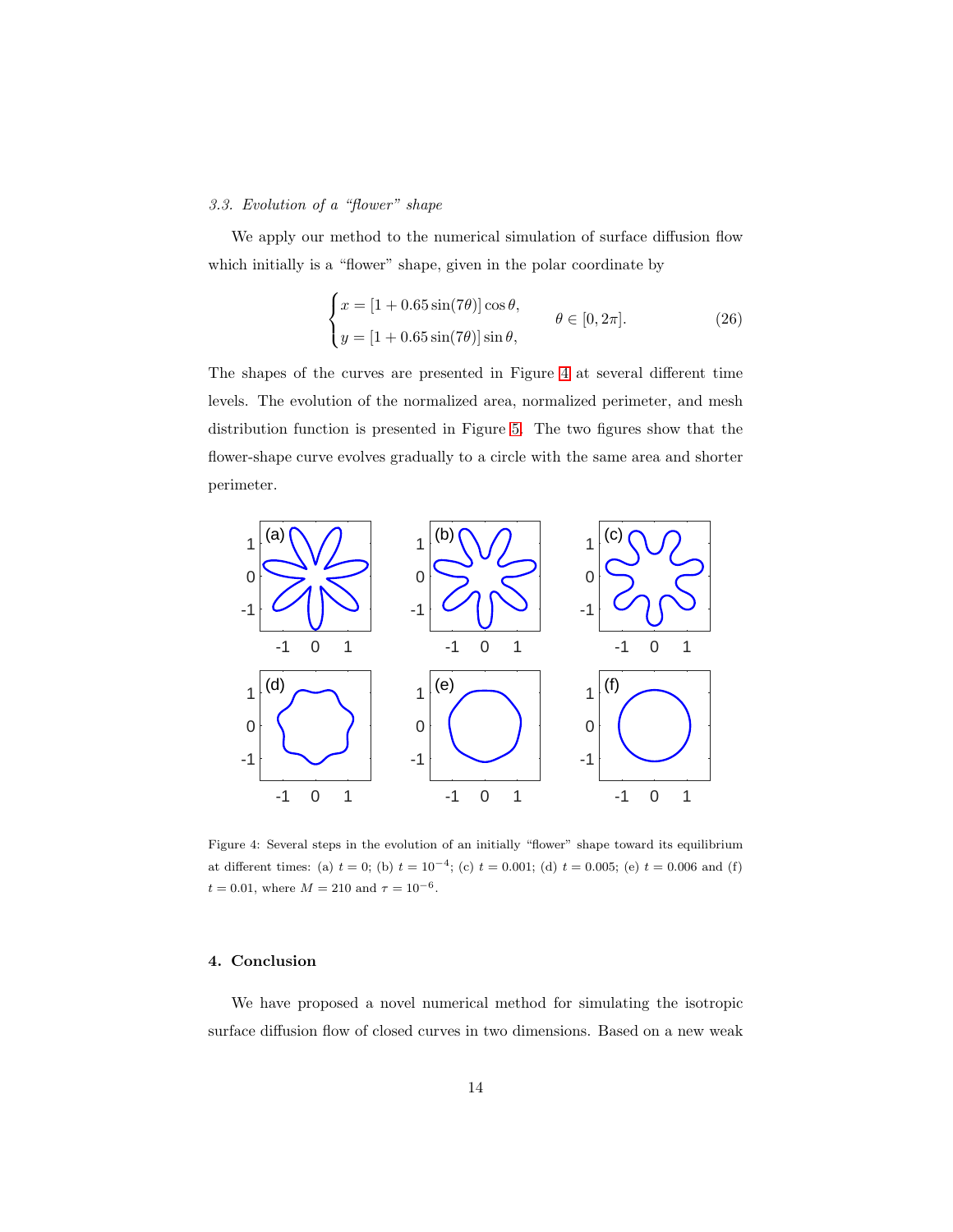### 3.3. Evolution of a "flower" shape

We apply our method to the numerical simulation of surface diffusion flow which initially is a "flower" shape, given in the polar coordinate by

$$
\begin{cases} x = [1 + 0.65\sin(7\theta)]\cos\theta, \\ y = [1 + 0.65\sin(7\theta)]\sin\theta, \end{cases} \qquad \theta \in [0, 2\pi]. \tag{26}
$$

The shapes of the curves are presented in Figure 4 at several different time levels. The evolution of the normalized area, normalized perimeter, and mesh distribution function is presented in Figure 5. The two figures show that the flower-shape curve evolves gradually to a circle with the same area and shorter perimeter.

Figure 4: Several steps in the evolution of an initially "flower" shape toward its equilibrium at different times: (a) $t = 0$; (b) $t = 10^{-4}$; (c) $t = 0.001$; (d) $t = 0.005$; (e) $t = 0.006$ and (f) $t = 0.01$, where $M = 210$ and $\tau = 10^{-6}$.

## 4. Conclusion

We have proposed a novel numerical method for simulating the isotropic surface diffusion flow of closed curves in two dimensions. Based on a new weak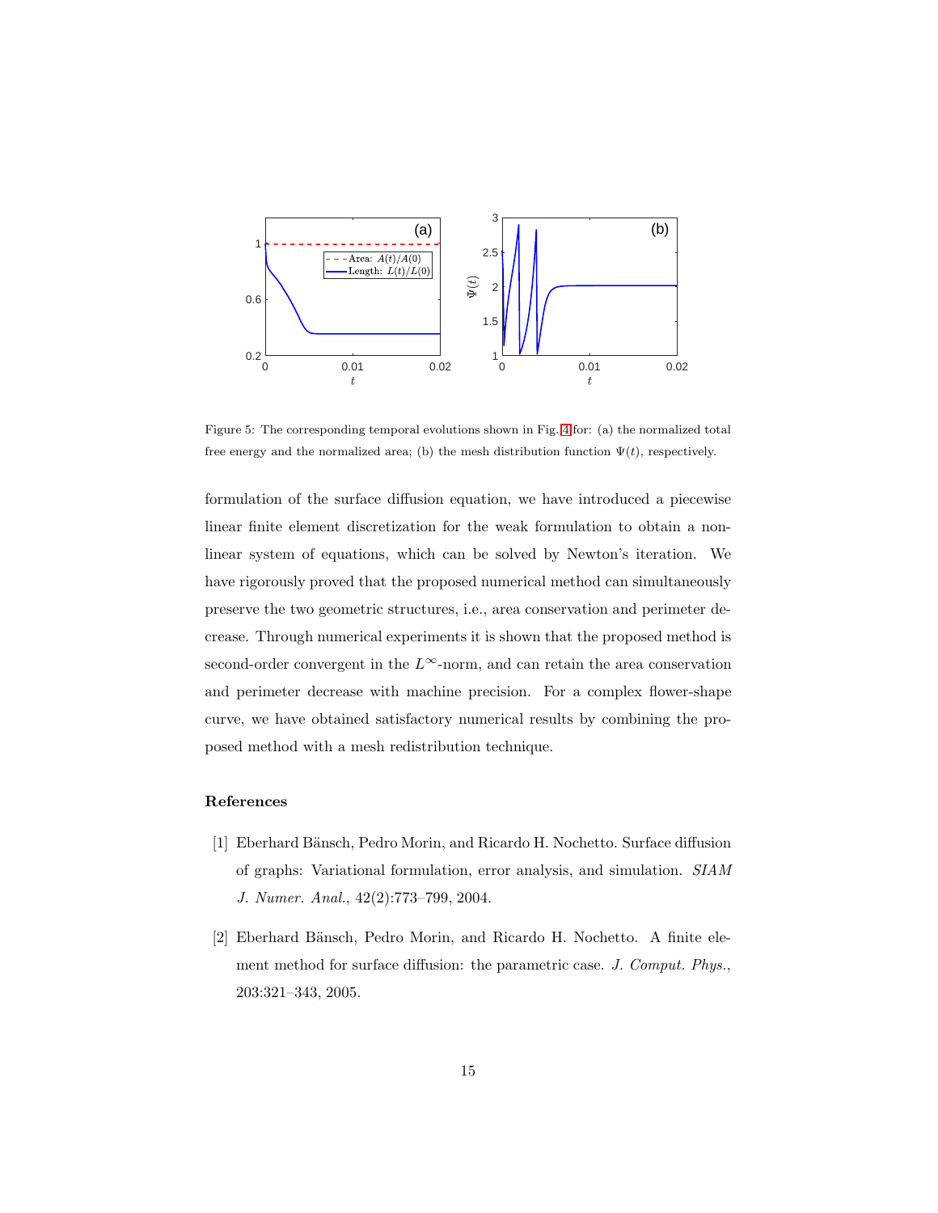Figure 5: The corresponding temporal evolutions shown in Fig. 4 for: (a) the normalized total free energy and the normalized area; (b) the mesh distribution function $\Psi(t)$, respectively.

formulation of the surface diffusion equation, we have introduced a piecewise linear finite element discretization for the weak formulation to obtain a nonlinear system of equations, which can be solved by Newton's iteration. We have rigorously proved that the proposed numerical method can simultaneously preserve the two geometric structures, i.e., area conservation and perimeter decrease. Through numerical experiments it is shown that the proposed method is second-order convergent in the $L^\infty$-norm, and can retain the area conservation and perimeter decrease with machine precision. For a complex flower-shape curve, we have obtained satisfactory numerical results by combining the proposed method with a mesh redistribution technique.

## References

[1] Eberhard Bänsch, Pedro Morin, and Ricardo H. Nochetto. Surface diffusion of graphs: Variational formulation, error analysis, and simulation. *SIAM J. Numer. Anal.*, 42(2):773–799, 2004.

[2] Eberhard Bänsch, Pedro Morin, and Ricardo H. Nochetto. A finite element method for surface diffusion: the parametric case. *J. Comput. Phys.*, 203:321–343, 2005.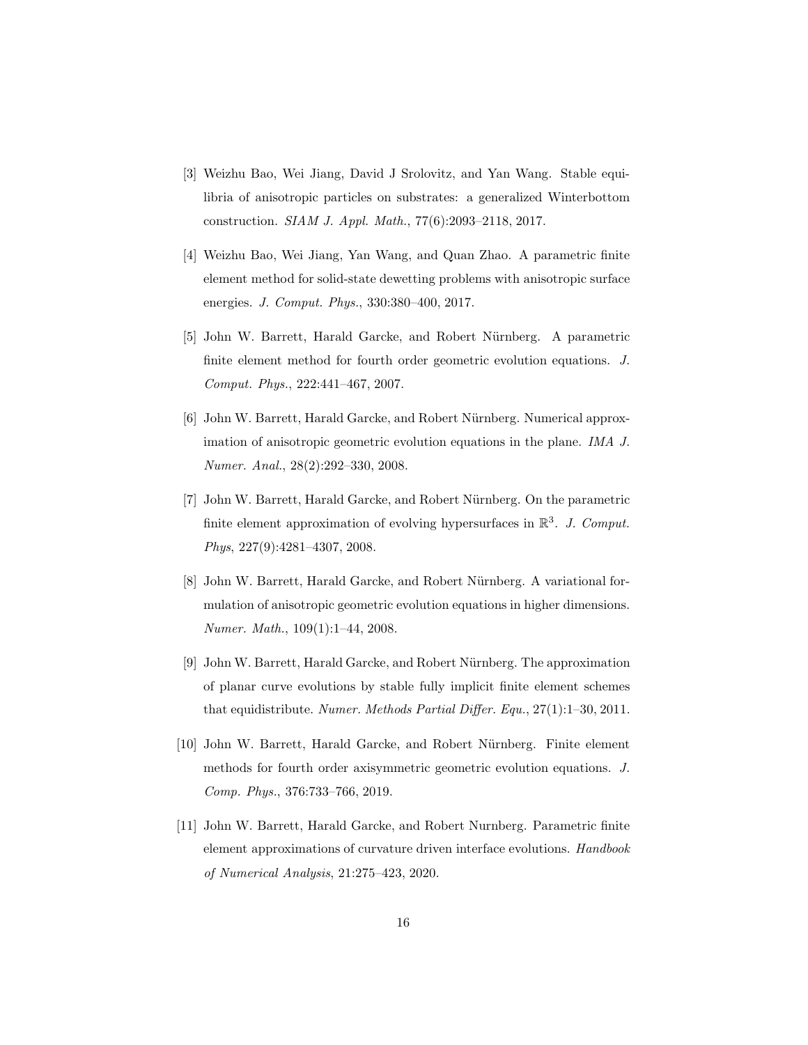[3] Weizhu Bao, Wei Jiang, David J Srolovitz, and Yan Wang. Stable equilibria of anisotropic particles on substrates: a generalized Winterbottom construction. *SIAM J. Appl. Math.*, 77(6):2093–2118, 2017.

[4] Weizhu Bao, Wei Jiang, Yan Wang, and Quan Zhao. A parametric finite element method for solid-state dewetting problems with anisotropic surface energies. *J. Comput. Phys.*, 330:380–400, 2017.

[5] John W. Barrett, Harald Garcke, and Robert Nürnberg. A parametric finite element method for fourth order geometric evolution equations. *J. Comput. Phys.*, 222:441–467, 2007.

[6] John W. Barrett, Harald Garcke, and Robert Nürnberg. Numerical approximation of anisotropic geometric evolution equations in the plane. *IMA J. Numer. Anal.*, 28(2):292–330, 2008.

[7] John W. Barrett, Harald Garcke, and Robert Nürnberg. On the parametric finite element approximation of evolving hypersurfaces in $\mathbb{R}^3$. *J. Comput. Phys*, 227(9):4281–4307, 2008.

[8] John W. Barrett, Harald Garcke, and Robert Nürnberg. A variational formulation of anisotropic geometric evolution equations in higher dimensions. *Numer. Math.*, 109(1):1–44, 2008.

[9] John W. Barrett, Harald Garcke, and Robert Nürnberg. The approximation of planar curve evolutions by stable fully implicit finite element schemes that equidistribute. *Numer. Methods Partial Differ. Equ.*, 27(1):1–30, 2011.

[10] John W. Barrett, Harald Garcke, and Robert Nürnberg. Finite element methods for fourth order axisymmetric geometric evolution equations. *J. Comp. Phys.*, 376:733–766, 2019.

[11] John W. Barrett, Harald Garcke, and Robert Nurnberg. Parametric finite element approximations of curvature driven interface evolutions. *Handbook of Numerical Analysis*, 21:275–423, 2020.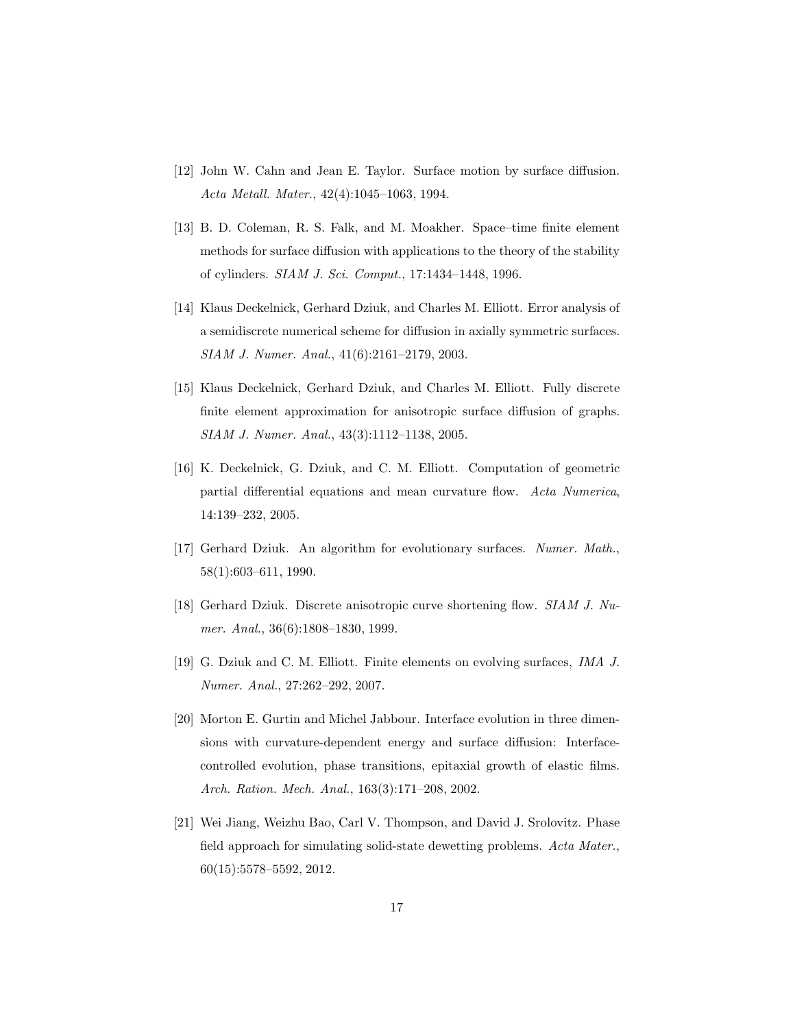[12] John W. Cahn and Jean E. Taylor. Surface motion by surface diffusion. *Acta Metall. Mater.*, 42(4):1045–1063, 1994.

[13] B. D. Coleman, R. S. Falk, and M. Moakher. Space–time finite element methods for surface diffusion with applications to the theory of the stability of cylinders. *SIAM J. Sci. Comput.*, 17:1434–1448, 1996.

[14] Klaus Deckelnick, Gerhard Dziuk, and Charles M. Elliott. Error analysis of a semidiscrete numerical scheme for diffusion in axially symmetric surfaces. *SIAM J. Numer. Anal.*, 41(6):2161–2179, 2003.

[15] Klaus Deckelnick, Gerhard Dziuk, and Charles M. Elliott. Fully discrete finite element approximation for anisotropic surface diffusion of graphs. *SIAM J. Numer. Anal.*, 43(3):1112–1138, 2005.

[16] K. Deckelnick, G. Dziuk, and C. M. Elliott. Computation of geometric partial differential equations and mean curvature flow. *Acta Numerica*, 14:139–232, 2005.

[17] Gerhard Dziuk. An algorithm for evolutionary surfaces. *Numer. Math.*, 58(1):603–611, 1990.

[18] Gerhard Dziuk. Discrete anisotropic curve shortening flow. *SIAM J. Numer. Anal.*, 36(6):1808–1830, 1999.

[19] G. Dziuk and C. M. Elliott. Finite elements on evolving surfaces, *IMA J. Numer. Anal.*, 27:262–292, 2007.

[20] Morton E. Gurtin and Michel Jabbour. Interface evolution in three dimensions with curvature-dependent energy and surface diffusion: Interface-controlled evolution, phase transitions, epitaxial growth of elastic films. *Arch. Ration. Mech. Anal.*, 163(3):171–208, 2002.

[21] Wei Jiang, Weizhu Bao, Carl V. Thompson, and David J. Srolovitz. Phase field approach for simulating solid-state dewetting problems. *Acta Mater.*, 60(15):5578–5592, 2012.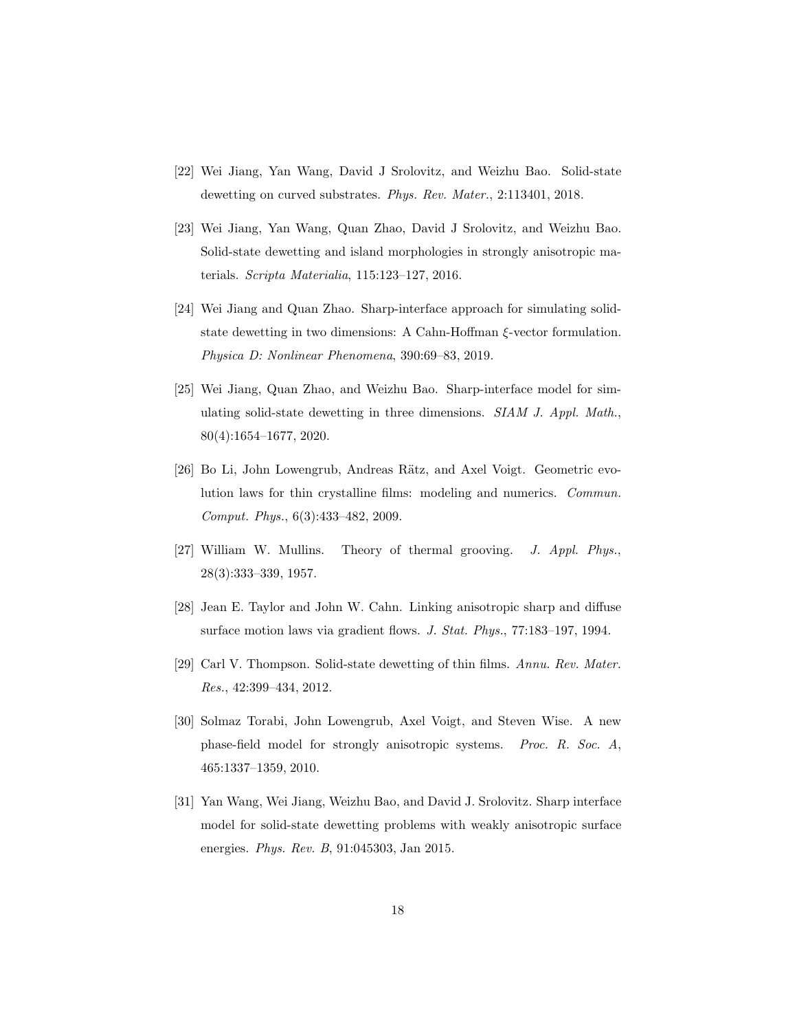[22] Wei Jiang, Yan Wang, David J Srolovitz, and Weizhu Bao. Solid-state dewetting on curved substrates. *Phys. Rev. Mater.*, 2:113401, 2018.

[23] Wei Jiang, Yan Wang, Quan Zhao, David J Srolovitz, and Weizhu Bao. Solid-state dewetting and island morphologies in strongly anisotropic materials. *Scripta Materialia*, 115:123–127, 2016.

[24] Wei Jiang and Quan Zhao. Sharp-interface approach for simulating solid-state dewetting in two dimensions: A Cahn-Hoffman $\xi$-vector formulation. *Physica D: Nonlinear Phenomena*, 390:69–83, 2019.

[25] Wei Jiang, Quan Zhao, and Weizhu Bao. Sharp-interface model for simulating solid-state dewetting in three dimensions. *SIAM J. Appl. Math.*, 80(4):1654–1677, 2020.

[26] Bo Li, John Lowengrub, Andreas Rätz, and Axel Voigt. Geometric evolution laws for thin crystalline films: modeling and numerics. *Commun. Comput. Phys.*, 6(3):433–482, 2009.

[27] William W. Mullins. Theory of thermal grooving. *J. Appl. Phys.*, 28(3):333–339, 1957.

[28] Jean E. Taylor and John W. Cahn. Linking anisotropic sharp and diffuse surface motion laws via gradient flows. *J. Stat. Phys.*, 77:183–197, 1994.

[29] Carl V. Thompson. Solid-state dewetting of thin films. *Annu. Rev. Mater. Res.*, 42:399–434, 2012.

[30] Solmaz Torabi, John Lowengrub, Axel Voigt, and Steven Wise. A new phase-field model for strongly anisotropic systems. *Proc. R. Soc. A*, 465:1337–1359, 2010.

[31] Yan Wang, Wei Jiang, Weizhu Bao, and David J. Srolovitz. Sharp interface model for solid-state dewetting problems with weakly anisotropic surface energies. *Phys. Rev. B*, 91:045303, Jan 2015.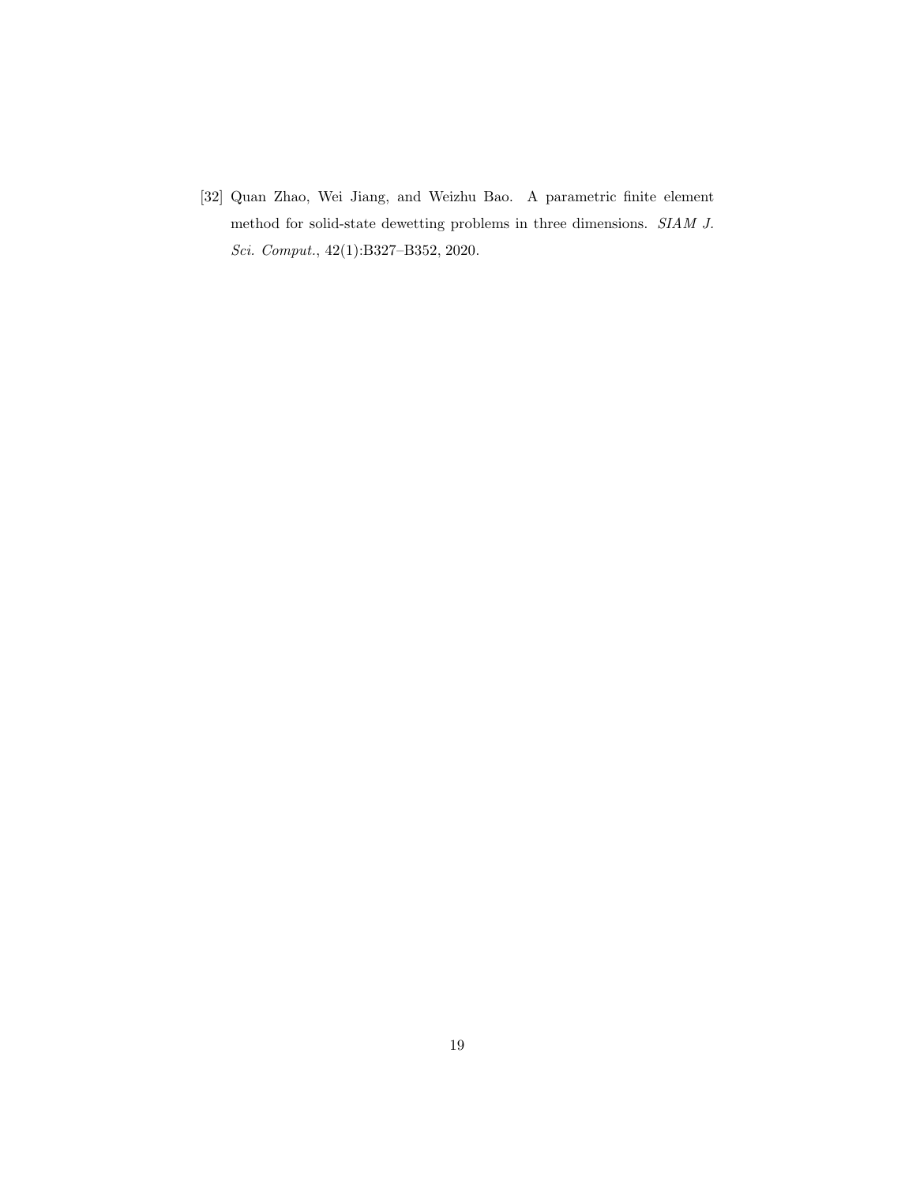[32] Quan Zhao, Wei Jiang, and Weizhu Bao. A parametric finite element method for solid-state dewetting problems in three dimensions. *SIAM J. Sci. Comput.*, 42(1):B327–B352, 2020.